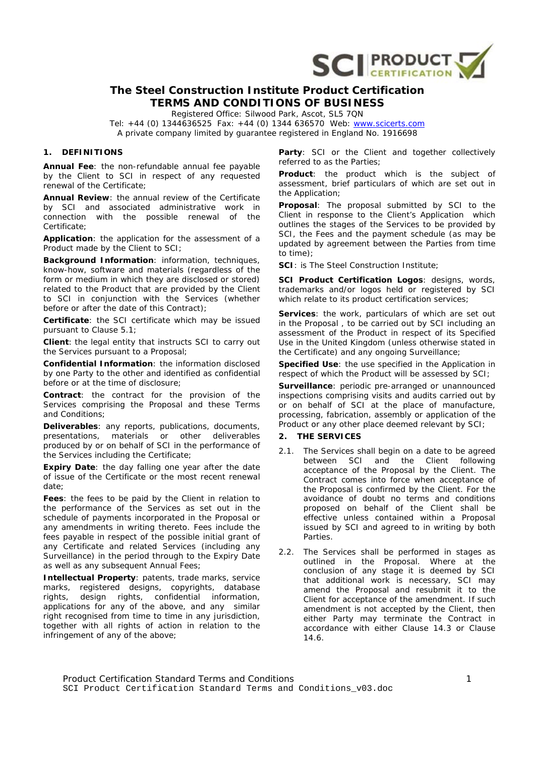# The Steel Construction Institute Product Certification
## TERMS AND CONDITIONS OF BUSINESS

Registered Office: Silwood Park, Ascot, SL5 7QN
Tel: +44 (0) 1344636525 Fax: +44 (0) 1344 636570 Web: www.scicerts.com
A private company limited by guarantee registered in England No. 1916698

### 1. DEFINITIONS

**Annual Fee**: the non-refundable annual fee payable by the Client to SCI in respect of any requested renewal of the Certificate;

**Annual Review**: the annual review of the Certificate by SCI and associated administrative work in connection with the possible renewal of the Certificate;

**Application**: the application for the assessment of a Product made by the Client to SCI;

**Background Information**: information, techniques, know-how, software and materials (regardless of the form or medium in which they are disclosed or stored) related to the Product that are provided by the Client to SCI in conjunction with the Services (whether before or after the date of this Contract);

**Certificate**: the SCI certificate which may be issued pursuant to Clause 5.1;

**Client**: the legal entity that instructs SCI to carry out the Services pursuant to a Proposal;

**Confidential Information**: the information disclosed by one Party to the other and identified as confidential before or at the time of disclosure;

**Contract**: the contract for the provision of the Services comprising the Proposal and these Terms and Conditions;

**Deliverables**: any reports, publications, documents, presentations, materials or other deliverables produced by or on behalf of SCI in the performance of the Services including the Certificate;

**Expiry Date**: the day falling one year after the date of issue of the Certificate or the most recent renewal date;

**Fees**: the fees to be paid by the Client in relation to the performance of the Services as set out in the schedule of payments incorporated in the Proposal or any amendments in writing thereto. Fees include the fees payable in respect of the possible initial grant of any Certificate and related Services (including any Surveillance) in the period through to the Expiry Date as well as any subsequent Annual Fees;

**Intellectual Property**: patents, trade marks, service marks, registered designs, copyrights, database rights, design rights, confidential information, applications for any of the above, and any similar right recognised from time to time in any jurisdiction, together with all rights of action in relation to the infringement of any of the above;

**Party**: SCI or the Client and together collectively referred to as the Parties;

**Product**: the product which is the subject of assessment, brief particulars of which are set out in the Application;

**Proposal**: The proposal submitted by SCI to the Client in response to the Client's Application which outlines the stages of the Services to be provided by SCI, the Fees and the payment schedule (as may be updated by agreement between the Parties from time to time);

**SCI**: is The Steel Construction Institute;

**SCI Product Certification Logos**: designs, words, trademarks and/or logos held or registered by SCI which relate to its product certification services;

**Services**: the work, particulars of which are set out in the Proposal , to be carried out by SCI including an assessment of the Product in respect of its Specified Use in the United Kingdom (unless otherwise stated in the Certificate) and any ongoing Surveillance;

**Specified Use**: the use specified in the Application in respect of which the Product will be assessed by SCI;

**Surveillance**: periodic pre-arranged or unannounced inspections comprising visits and audits carried out by or on behalf of SCI at the place of manufacture, processing, fabrication, assembly or application of the Product or any other place deemed relevant by SCI;

### 2. THE SERVICES

2.1. The Services shall begin on a date to be agreed between SCI and the Client following acceptance of the Proposal by the Client. The Contract comes into force when acceptance of the Proposal is confirmed by the Client. For the avoidance of doubt no terms and conditions proposed on behalf of the Client shall be effective unless contained within a Proposal issued by SCI and agreed to in writing by both Parties.

2.2. The Services shall be performed in stages as outlined in the Proposal. Where at the conclusion of any stage it is deemed by SCI that additional work is necessary, SCI may amend the Proposal and resubmit it to the Client for acceptance of the amendment. If such amendment is not accepted by the Client, then either Party may terminate the Contract in accordance with either Clause 14.3 or Clause 14.6.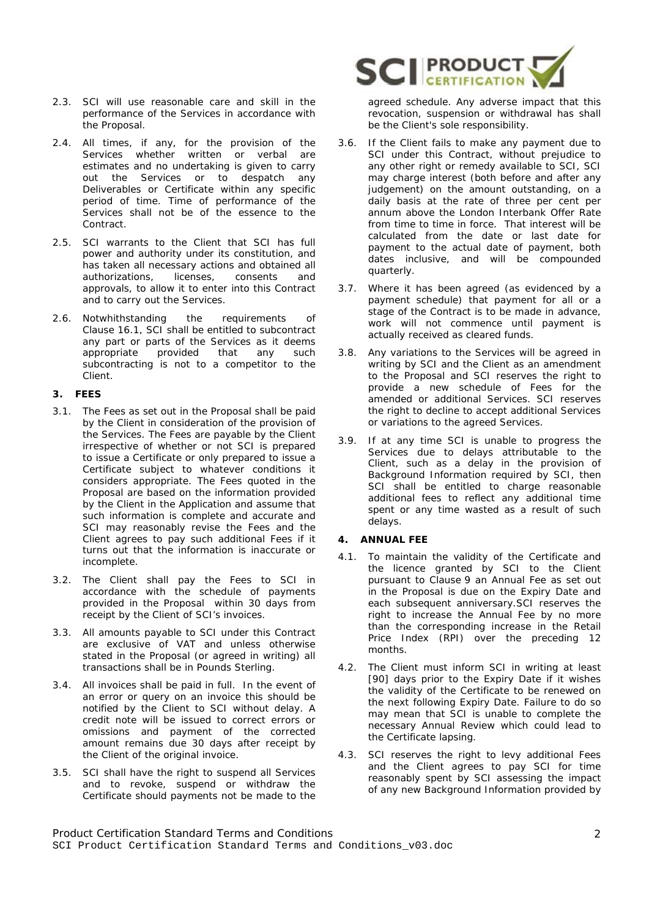2.3. SCI will use reasonable care and skill in the performance of the Services in accordance with the Proposal.

2.4. All times, if any, for the provision of the Services whether written or verbal are estimates and no undertaking is given to carry out the Services or to despatch any Deliverables or Certificate within any specific period of time. Time of performance of the Services shall not be of the essence to the Contract.

2.5. SCI warrants to the Client that SCI has full power and authority under its constitution, and has taken all necessary actions and obtained all authorizations, licenses, consents and approvals, to allow it to enter into this Contract and to carry out the Services.

2.6. Notwhithstanding the requirements of Clause 16.1, SCI shall be entitled to subcontract any part or parts of the Services as it deems appropriate provided that any such subcontracting is not to a competitor to the Client.

## 3. FEES

3.1. The Fees as set out in the Proposal shall be paid by the Client in consideration of the provision of the Services. The Fees are payable by the Client irrespective of whether or not SCI is prepared to issue a Certificate or only prepared to issue a Certificate subject to whatever conditions it considers appropriate. The Fees quoted in the Proposal are based on the information provided by the Client in the Application and assume that such information is complete and accurate and SCI may reasonably revise the Fees and the Client agrees to pay such additional Fees if it turns out that the information is inaccurate or incomplete.

3.2. The Client shall pay the Fees to SCI in accordance with the schedule of payments provided in the Proposal within 30 days from receipt by the Client of SCI's invoices.

3.3. All amounts payable to SCI under this Contract are exclusive of VAT and unless otherwise stated in the Proposal (or agreed in writing) all transactions shall be in Pounds Sterling.

3.4. All invoices shall be paid in full. In the event of an error or query on an invoice this should be notified by the Client to SCI without delay. A credit note will be issued to correct errors or omissions and payment of the corrected amount remains due 30 days after receipt by the Client of the original invoice.

3.5. SCI shall have the right to suspend all Services and to revoke, suspend or withdraw the Certificate should payments not be made to the agreed schedule. Any adverse impact that this revocation, suspension or withdrawal has shall be the Client's sole responsibility.

3.6. If the Client fails to make any payment due to SCI under this Contract, without prejudice to any other right or remedy available to SCI, SCI may charge interest (both before and after any judgement) on the amount outstanding, on a daily basis at the rate of three per cent per annum above the London Interbank Offer Rate from time to time in force. That interest will be calculated from the date or last date for payment to the actual date of payment, both dates inclusive, and will be compounded quarterly.

3.7. Where it has been agreed (as evidenced by a payment schedule) that payment for all or a stage of the Contract is to be made in advance, work will not commence until payment is actually received as cleared funds.

3.8. Any variations to the Services will be agreed in writing by SCI and the Client as an amendment to the Proposal and SCI reserves the right to provide a new schedule of Fees for the amended or additional Services. SCI reserves the right to decline to accept additional Services or variations to the agreed Services.

3.9. If at any time SCI is unable to progress the Services due to delays attributable to the Client, such as a delay in the provision of Background Information required by SCI, then SCI shall be entitled to charge reasonable additional fees to reflect any additional time spent or any time wasted as a result of such delays.

## 4. ANNUAL FEE

4.1. To maintain the validity of the Certificate and the licence granted by SCI to the Client pursuant to Clause 9 an Annual Fee as set out in the Proposal is due on the Expiry Date and each subsequent anniversary.SCI reserves the right to increase the Annual Fee by no more than the corresponding increase in the Retail Price Index (RPI) over the preceding 12 months.

4.2. The Client must inform SCI in writing at least [90] days prior to the Expiry Date if it wishes the validity of the Certificate to be renewed on the next following Expiry Date. Failure to do so may mean that SCI is unable to complete the necessary Annual Review which could lead to the Certificate lapsing.

4.3. SCI reserves the right to levy additional Fees and the Client agrees to pay SCI for time reasonably spent by SCI assessing the impact of any new Background Information provided by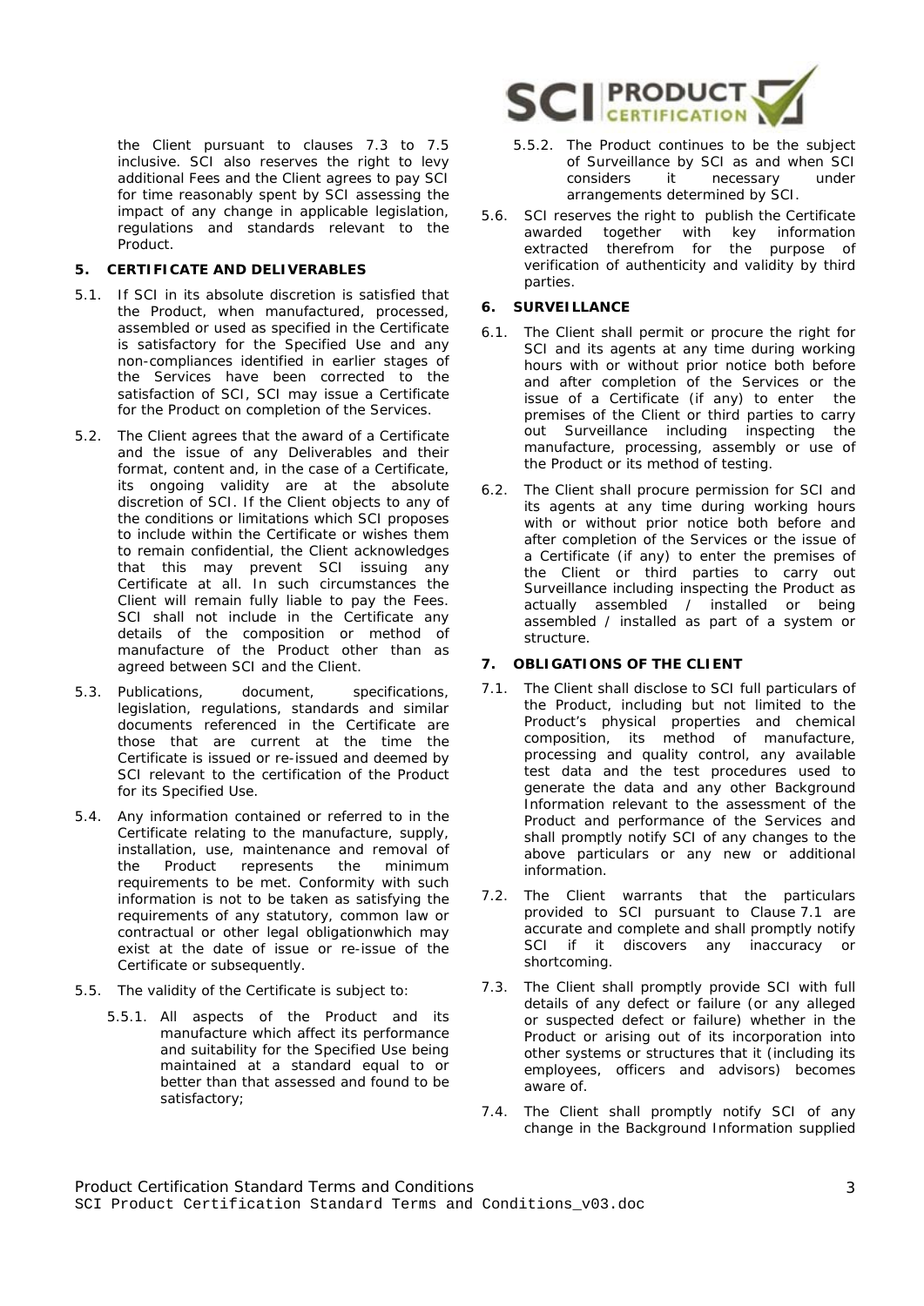the Client pursuant to clauses 7.3 to 7.5 inclusive. SCI also reserves the right to levy additional Fees and the Client agrees to pay SCI for time reasonably spent by SCI assessing the impact of any change in applicable legislation, regulations and standards relevant to the Product.

## 5. CERTIFICATE AND DELIVERABLES

5.1. If SCI in its absolute discretion is satisfied that the Product, when manufactured, processed, assembled or used as specified in the Certificate is satisfactory for the Specified Use and any non-compliances identified in earlier stages of the Services have been corrected to the satisfaction of SCI, SCI may issue a Certificate for the Product on completion of the Services.

5.2. The Client agrees that the award of a Certificate and the issue of any Deliverables and their format, content and, in the case of a Certificate, its ongoing validity are at the absolute discretion of SCI. If the Client objects to any of the conditions or limitations which SCI proposes to include within the Certificate or wishes them to remain confidential, the Client acknowledges that this may prevent SCI issuing any Certificate at all. In such circumstances the Client will remain fully liable to pay the Fees. SCI shall not include in the Certificate any details of the composition or method of manufacture of the Product other than as agreed between SCI and the Client.

5.3. Publications, document, specifications, legislation, regulations, standards and similar documents referenced in the Certificate are those that are current at the time the Certificate is issued or re-issued and deemed by SCI relevant to the certification of the Product for its Specified Use.

5.4. Any information contained or referred to in the Certificate relating to the manufacture, supply, installation, use, maintenance and removal of the Product represents the minimum requirements to be met. Conformity with such information is not to be taken as satisfying the requirements of any statutory, common law or contractual or other legal obligationwhich may exist at the date of issue or re-issue of the Certificate or subsequently.

5.5. The validity of the Certificate is subject to:

5.5.1. All aspects of the Product and its manufacture which affect its performance and suitability for the Specified Use being maintained at a standard equal to or better than that assessed and found to be satisfactory;

5.5.2. The Product continues to be the subject of Surveillance by SCI as and when SCI considers it necessary under arrangements determined by SCI.

5.6. SCI reserves the right to publish the Certificate awarded together with key information extracted therefrom for the purpose of verification of authenticity and validity by third parties.

## 6. SURVEILLANCE

6.1. The Client shall permit or procure the right for SCI and its agents at any time during working hours with or without prior notice both before and after completion of the Services or the issue of a Certificate (if any) to enter the premises of the Client or third parties to carry out Surveillance including inspecting the manufacture, processing, assembly or use of the Product or its method of testing.

6.2. The Client shall procure permission for SCI and its agents at any time during working hours with or without prior notice both before and after completion of the Services or the issue of a Certificate (if any) to enter the premises of the Client or third parties to carry out Surveillance including inspecting the Product as actually assembled / installed or being assembled / installed as part of a system or structure.

## 7. OBLIGATIONS OF THE CLIENT

7.1. The Client shall disclose to SCI full particulars of the Product, including but not limited to the Product's physical properties and chemical composition, its method of manufacture, processing and quality control, any available test data and the test procedures used to generate the data and any other Background Information relevant to the assessment of the Product and performance of the Services and shall promptly notify SCI of any changes to the above particulars or any new or additional information.

7.2. The Client warrants that the particulars provided to SCI pursuant to Clause 7.1 are accurate and complete and shall promptly notify SCI if it discovers any inaccuracy or shortcoming.

7.3. The Client shall promptly provide SCI with full details of any defect or failure (or any alleged or suspected defect or failure) whether in the Product or arising out of its incorporation into other systems or structures that it (including its employees, officers and advisors) becomes aware of.

7.4. The Client shall promptly notify SCI of any change in the Background Information supplied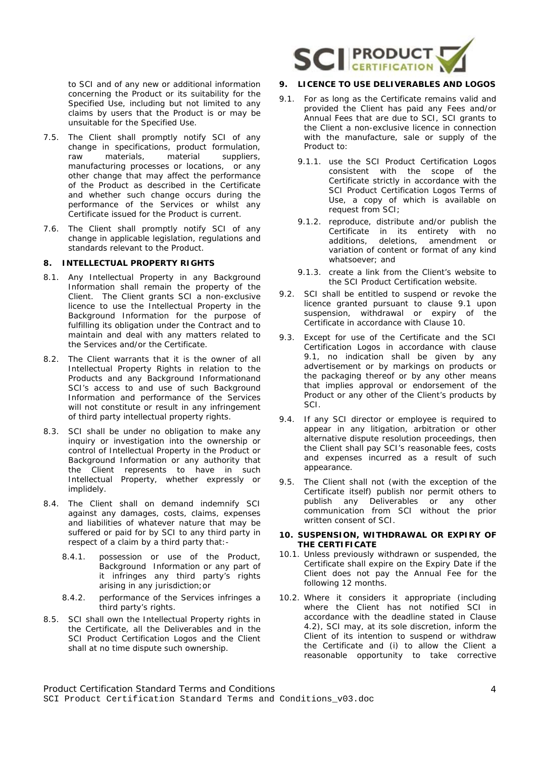to SCI and of any new or additional information concerning the Product or its suitability for the Specified Use, including but not limited to any claims by users that the Product is or may be unsuitable for the Specified Use.

7.5. The Client shall promptly notify SCI of any change in specifications, product formulation, raw materials, material suppliers, manufacturing processes or locations, or any other change that may affect the performance of the Product as described in the Certificate and whether such change occurs during the performance of the Services or whilst any Certificate issued for the Product is current.

7.6. The Client shall promptly notify SCI of any change in applicable legislation, regulations and standards relevant to the Product.

## 8. INTELLECTUAL PROPERTY RIGHTS

8.1. Any Intellectual Property in any Background Information shall remain the property of the Client. The Client grants SCI a non-exclusive licence to use the Intellectual Property in the Background Information for the purpose of fulfilling its obligation under the Contract and to maintain and deal with any matters related to the Services and/or the Certificate.

8.2. The Client warrants that it is the owner of all Intellectual Property Rights in relation to the Products and any Background Informationand SCI's access to and use of such Background Information and performance of the Services will not constitute or result in any infringement of third party intellectual property rights.

8.3. SCI shall be under no obligation to make any inquiry or investigation into the ownership or control of Intellectual Property in the Product or Background Information or any authority that the Client represents to have in such Intellectual Property, whether expressly or implidely.

8.4. The Client shall on demand indemnify SCI against any damages, costs, claims, expenses and liabilities of whatever nature that may be suffered or paid for by SCI to any third party in respect of a claim by a third party that:-

   8.4.1. possession or use of the Product, Background Information or any part of it infringes any third party's rights arising in any jurisdiction;or

   8.4.2. performance of the Services infringes a third party's rights.

8.5. SCI shall own the Intellectual Property rights in the Certificate, all the Deliverables and in the SCI Product Certification Logos and the Client shall at no time dispute such ownership.

## 9. LICENCE TO USE DELIVERABLES AND LOGOS

9.1. For as long as the Certificate remains valid and provided the Client has paid any Fees and/or Annual Fees that are due to SCI, SCI grants to the Client a non-exclusive licence in connection with the manufacture, sale or supply of the Product to:

   9.1.1. use the SCI Product Certification Logos consistent with the scope of the Certificate strictly in accordance with the SCI Product Certification Logos Terms of Use, a copy of which is available on request from SCI;

   9.1.2. reproduce, distribute and/or publish the Certificate in its entirety with no additions, deletions, amendment or variation of content or format of any kind whatsoever; and

   9.1.3. create a link from the Client's website to the SCI Product Certification website.

9.2. SCI shall be entitled to suspend or revoke the licence granted pursuant to clause 9.1 upon suspension, withdrawal or expiry of the Certificate in accordance with Clause 10.

9.3. Except for use of the Certificate and the SCI Certification Logos in accordance with clause 9.1, no indication shall be given by any advertisement or by markings on products or the packaging thereof or by any other means that implies approval or endorsement of the Product or any other of the Client's products by SCI.

9.4. If any SCI director or employee is required to appear in any litigation, arbitration or other alternative dispute resolution proceedings, then the Client shall pay SCI's reasonable fees, costs and expenses incurred as a result of such appearance.

9.5. The Client shall not (with the exception of the Certificate itself) publish nor permit others to publish any Deliverables or any other communication from SCI without the prior written consent of SCI.

## 10. SUSPENSION, WITHDRAWAL OR EXPIRY OF THE CERTIFICATE

10.1. Unless previously withdrawn or suspended, the Certificate shall expire on the Expiry Date if the Client does not pay the Annual Fee for the following 12 months.

10.2. Where it considers it appropriate (including where the Client has not notified SCI in accordance with the deadline stated in Clause 4.2), SCI may, at its sole discretion, inform the Client of its intention to suspend or withdraw the Certificate and (i) to allow the Client a reasonable opportunity to take corrective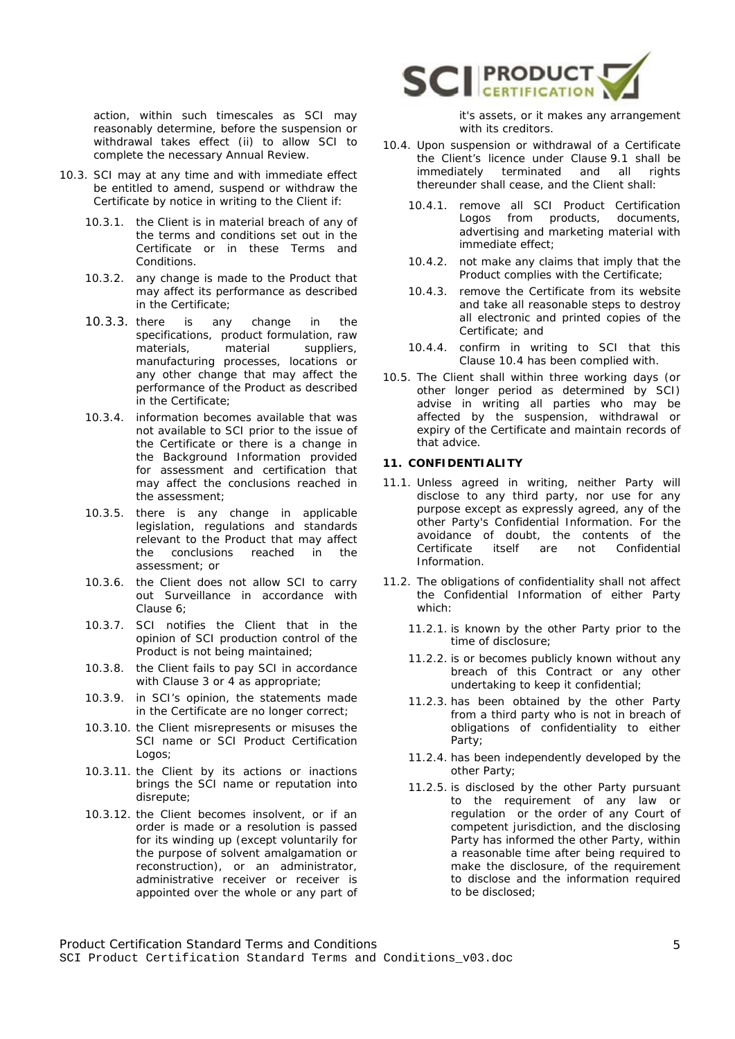action, within such timescales as SCI may reasonably determine, before the suspension or withdrawal takes effect (ii) to allow SCI to complete the necessary Annual Review.

10.3. SCI may at any time and with immediate effect be entitled to amend, suspend or withdraw the Certificate by notice in writing to the Client if:

10.3.1. the Client is in material breach of any of the terms and conditions set out in the Certificate or in these Terms and Conditions.

10.3.2. any change is made to the Product that may affect its performance as described in the Certificate;

10.3.3. there is any change in the specifications, product formulation, raw materials, material suppliers, manufacturing processes, locations or any other change that may affect the performance of the Product as described in the Certificate;

10.3.4. information becomes available that was not available to SCI prior to the issue of the Certificate or there is a change in the Background Information provided for assessment and certification that may affect the conclusions reached in the assessment;

10.3.5. there is any change in applicable legislation, regulations and standards relevant to the Product that may affect the conclusions reached in the assessment; or

10.3.6. the Client does not allow SCI to carry out Surveillance in accordance with Clause 6;

10.3.7. SCI notifies the Client that in the opinion of SCI production control of the Product is not being maintained;

10.3.8. the Client fails to pay SCI in accordance with Clause 3 or 4 as appropriate;

10.3.9. in SCI's opinion, the statements made in the Certificate are no longer correct;

10.3.10. the Client misrepresents or misuses the SCI name or SCI Product Certification Logos;

10.3.11. the Client by its actions or inactions brings the SCI name or reputation into disrepute;

10.3.12. the Client becomes insolvent, or if an order is made or a resolution is passed for its winding up (except voluntarily for the purpose of solvent amalgamation or reconstruction), or an administrator, administrative receiver or receiver is appointed over the whole or any part of it's assets, or it makes any arrangement with its creditors.

10.4. Upon suspension or withdrawal of a Certificate the Client's licence under Clause 9.1 shall be immediately terminated and all rights thereunder shall cease, and the Client shall:

10.4.1. remove all SCI Product Certification Logos from products, documents, advertising and marketing material with immediate effect;

10.4.2. not make any claims that imply that the Product complies with the Certificate;

10.4.3. remove the Certificate from its website and take all reasonable steps to destroy all electronic and printed copies of the Certificate; and

10.4.4. confirm in writing to SCI that this Clause 10.4 has been complied with.

10.5. The Client shall within three working days (or other longer period as determined by SCI) advise in writing all parties who may be affected by the suspension, withdrawal or expiry of the Certificate and maintain records of that advice.

## 11. CONFIDENTIALITY

11.1. Unless agreed in writing, neither Party will disclose to any third party, nor use for any purpose except as expressly agreed, any of the other Party's Confidential Information. For the avoidance of doubt, the contents of the Certificate itself are not Confidential Information.

11.2. The obligations of confidentiality shall not affect the Confidential Information of either Party which:

11.2.1. is known by the other Party prior to the time of disclosure;

11.2.2. is or becomes publicly known without any breach of this Contract or any other undertaking to keep it confidential;

11.2.3. has been obtained by the other Party from a third party who is not in breach of obligations of confidentiality to either Party;

11.2.4. has been independently developed by the other Party;

11.2.5. is disclosed by the other Party pursuant to the requirement of any law or regulation or the order of any Court of competent jurisdiction, and the disclosing Party has informed the other Party, within a reasonable time after being required to make the disclosure, of the requirement to disclose and the information required to be disclosed;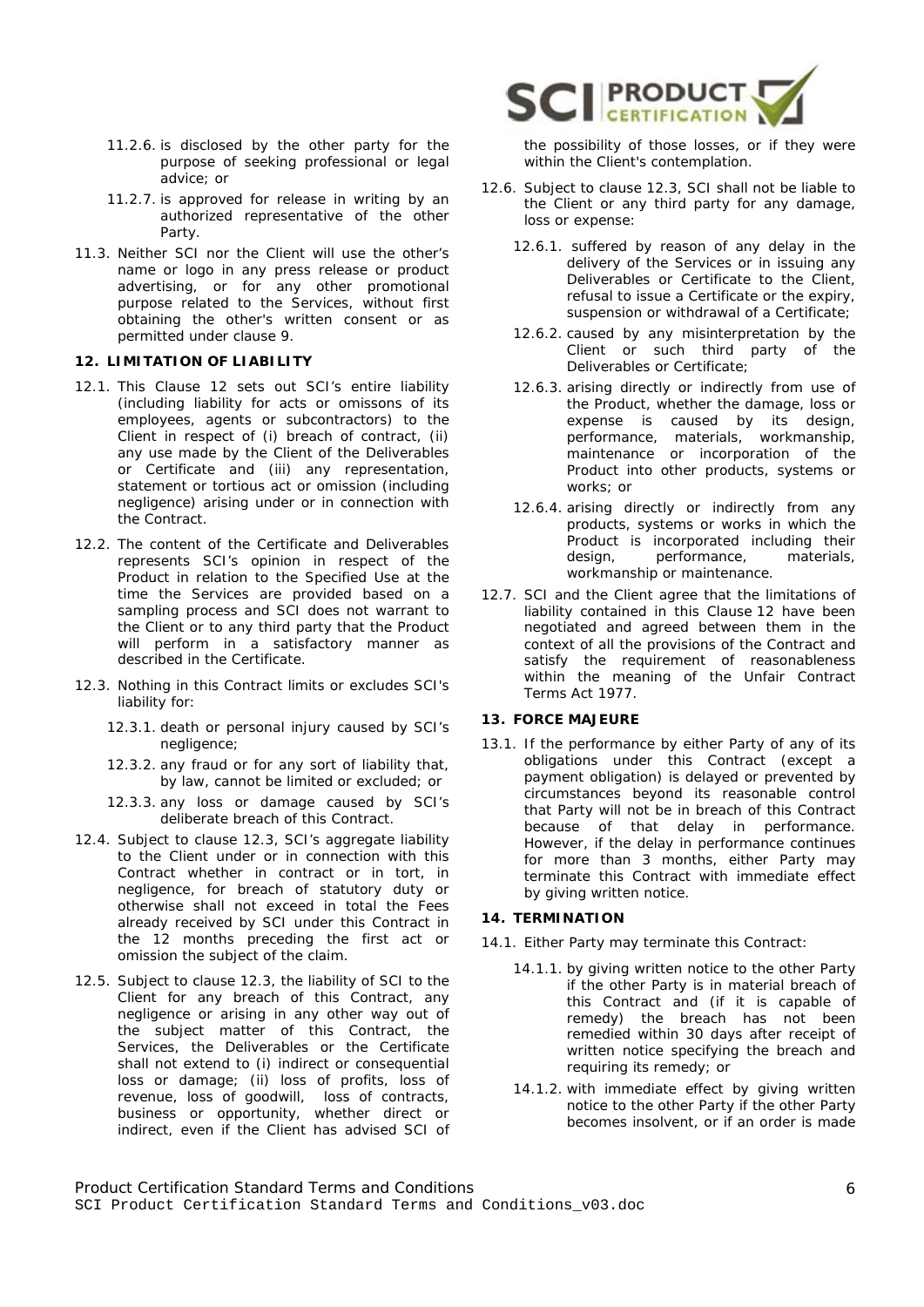11.2.6. is disclosed by the other party for the purpose of seeking professional or legal advice; or

11.2.7. is approved for release in writing by an authorized representative of the other Party.

11.3. Neither SCI nor the Client will use the other's name or logo in any press release or product advertising, or for any other promotional purpose related to the Services, without first obtaining the other's written consent or as permitted under clause 9.

## 12. LIMITATION OF LIABILITY

12.1. This Clause 12 sets out SCI's entire liability (including liability for acts or omissons of its employees, agents or subcontractors) to the Client in respect of (i) breach of contract, (ii) any use made by the Client of the Deliverables or Certificate and (iii) any representation, statement or tortious act or omission (including negligence) arising under or in connection with the Contract.

12.2. The content of the Certificate and Deliverables represents SCI's opinion in respect of the Product in relation to the Specified Use at the time the Services are provided based on a sampling process and SCI does not warrant to the Client or to any third party that the Product will perform in a satisfactory manner as described in the Certificate.

12.3. Nothing in this Contract limits or excludes SCI's liability for:

12.3.1. death or personal injury caused by SCI's negligence;

12.3.2. any fraud or for any sort of liability that, by law, cannot be limited or excluded; or

12.3.3. any loss or damage caused by SCI's deliberate breach of this Contract.

12.4. Subject to clause 12.3, SCI's aggregate liability to the Client under or in connection with this Contract whether in contract or in tort, in negligence, for breach of statutory duty or otherwise shall not exceed in total the Fees already received by SCI under this Contract in the 12 months preceding the first act or omission the subject of the claim.

12.5. Subject to clause 12.3, the liability of SCI to the Client for any breach of this Contract, any negligence or arising in any other way out of the subject matter of this Contract, the Services, the Deliverables or the Certificate shall not extend to (i) indirect or consequential loss or damage; (ii) loss of profits, loss of revenue, loss of goodwill, loss of contracts, business or opportunity, whether direct or indirect, even if the Client has advised SCI of the possibility of those losses, or if they were within the Client's contemplation.

12.6. Subject to clause 12.3, SCI shall not be liable to the Client or any third party for any damage, loss or expense:

12.6.1. suffered by reason of any delay in the delivery of the Services or in issuing any Deliverables or Certificate to the Client, refusal to issue a Certificate or the expiry, suspension or withdrawal of a Certificate;

12.6.2. caused by any misinterpretation by the Client or such third party of the Deliverables or Certificate;

12.6.3. arising directly or indirectly from use of the Product, whether the damage, loss or expense is caused by its design, performance, materials, workmanship, maintenance or incorporation of the Product into other products, systems or works; or

12.6.4. arising directly or indirectly from any products, systems or works in which the Product is incorporated including their design, performance, materials, workmanship or maintenance.

12.7. SCI and the Client agree that the limitations of liability contained in this Clause 12 have been negotiated and agreed between them in the context of all the provisions of the Contract and satisfy the requirement of reasonableness within the meaning of the Unfair Contract Terms Act 1977.

## 13. FORCE MAJEURE

13.1. If the performance by either Party of any of its obligations under this Contract (except a payment obligation) is delayed or prevented by circumstances beyond its reasonable control that Party will not be in breach of this Contract because of that delay in performance. However, if the delay in performance continues for more than 3 months, either Party may terminate this Contract with immediate effect by giving written notice.

## 14. TERMINATION

14.1. Either Party may terminate this Contract:

14.1.1. by giving written notice to the other Party if the other Party is in material breach of this Contract and (if it is capable of remedy) the breach has not been remedied within 30 days after receipt of written notice specifying the breach and requiring its remedy; or

14.1.2. with immediate effect by giving written notice to the other Party if the other Party becomes insolvent, or if an order is made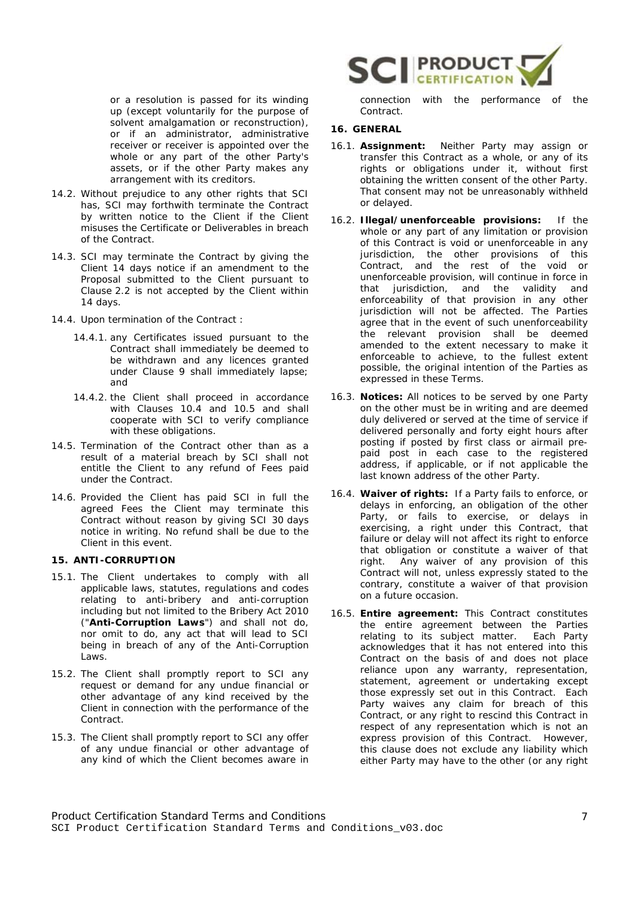or a resolution is passed for its winding up (except voluntarily for the purpose of solvent amalgamation or reconstruction), or if an administrator, administrative receiver or receiver is appointed over the whole or any part of the other Party's assets, or if the other Party makes any arrangement with its creditors.

14.2. Without prejudice to any other rights that SCI has, SCI may forthwith terminate the Contract by written notice to the Client if the Client misuses the Certificate or Deliverables in breach of the Contract.

14.3. SCI may terminate the Contract by giving the Client 14 days notice if an amendment to the Proposal submitted to the Client pursuant to Clause 2.2 is not accepted by the Client within 14 days.

14.4. Upon termination of the Contract :

14.4.1. any Certificates issued pursuant to the Contract shall immediately be deemed to be withdrawn and any licences granted under Clause 9 shall immediately lapse; and

14.4.2. the Client shall proceed in accordance with Clauses 10.4 and 10.5 and shall cooperate with SCI to verify compliance with these obligations.

14.5. Termination of the Contract other than as a result of a material breach by SCI shall not entitle the Client to any refund of Fees paid under the Contract.

14.6. Provided the Client has paid SCI in full the agreed Fees the Client may terminate this Contract without reason by giving SCI 30 days notice in writing. No refund shall be due to the Client in this event.

### 15. ANTI-CORRUPTION

15.1. The Client undertakes to comply with all applicable laws, statutes, regulations and codes relating to anti-bribery and anti-corruption including but not limited to the Bribery Act 2010 ("**Anti-Corruption Laws**") and shall not do, nor omit to do, any act that will lead to SCI being in breach of any of the Anti-Corruption Laws.

15.2. The Client shall promptly report to SCI any request or demand for any undue financial or other advantage of any kind received by the Client in connection with the performance of the Contract.

15.3. The Client shall promptly report to SCI any offer of any undue financial or other advantage of any kind of which the Client becomes aware in connection with the performance of the Contract.

### 16. GENERAL

16.1. **Assignment:** Neither Party may assign or transfer this Contract as a whole, or any of its rights or obligations under it, without first obtaining the written consent of the other Party. That consent may not be unreasonably withheld or delayed.

16.2. **Illegal/unenforceable provisions:** If the whole or any part of any limitation or provision of this Contract is void or unenforceable in any jurisdiction, the other provisions of this Contract, and the rest of the void or unenforceable provision, will continue in force in that jurisdiction, and the validity and enforceability of that provision in any other jurisdiction will not be affected. The Parties agree that in the event of such unenforceability the relevant provision shall be deemed amended to the extent necessary to make it enforceable to achieve, to the fullest extent possible, the original intention of the Parties as expressed in these Terms.

16.3. **Notices:** All notices to be served by one Party on the other must be in writing and are deemed duly delivered or served at the time of service if delivered personally and forty eight hours after posting if posted by first class or airmail pre-paid post in each case to the registered address, if applicable, or if not applicable the last known address of the other Party.

16.4. **Waiver of rights:** If a Party fails to enforce, or delays in enforcing, an obligation of the other Party, or fails to exercise, or delays in exercising, a right under this Contract, that failure or delay will not affect its right to enforce that obligation or constitute a waiver of that right. Any waiver of any provision of this Contract will not, unless expressly stated to the contrary, constitute a waiver of that provision on a future occasion.

16.5. **Entire agreement:** This Contract constitutes the entire agreement between the Parties relating to its subject matter. Each Party acknowledges that it has not entered into this Contract on the basis of and does not place reliance upon any warranty, representation, statement, agreement or undertaking except those expressly set out in this Contract. Each Party waives any claim for breach of this Contract, or any right to rescind this Contract in respect of any representation which is not an express provision of this Contract. However, this clause does not exclude any liability which either Party may have to the other (or any right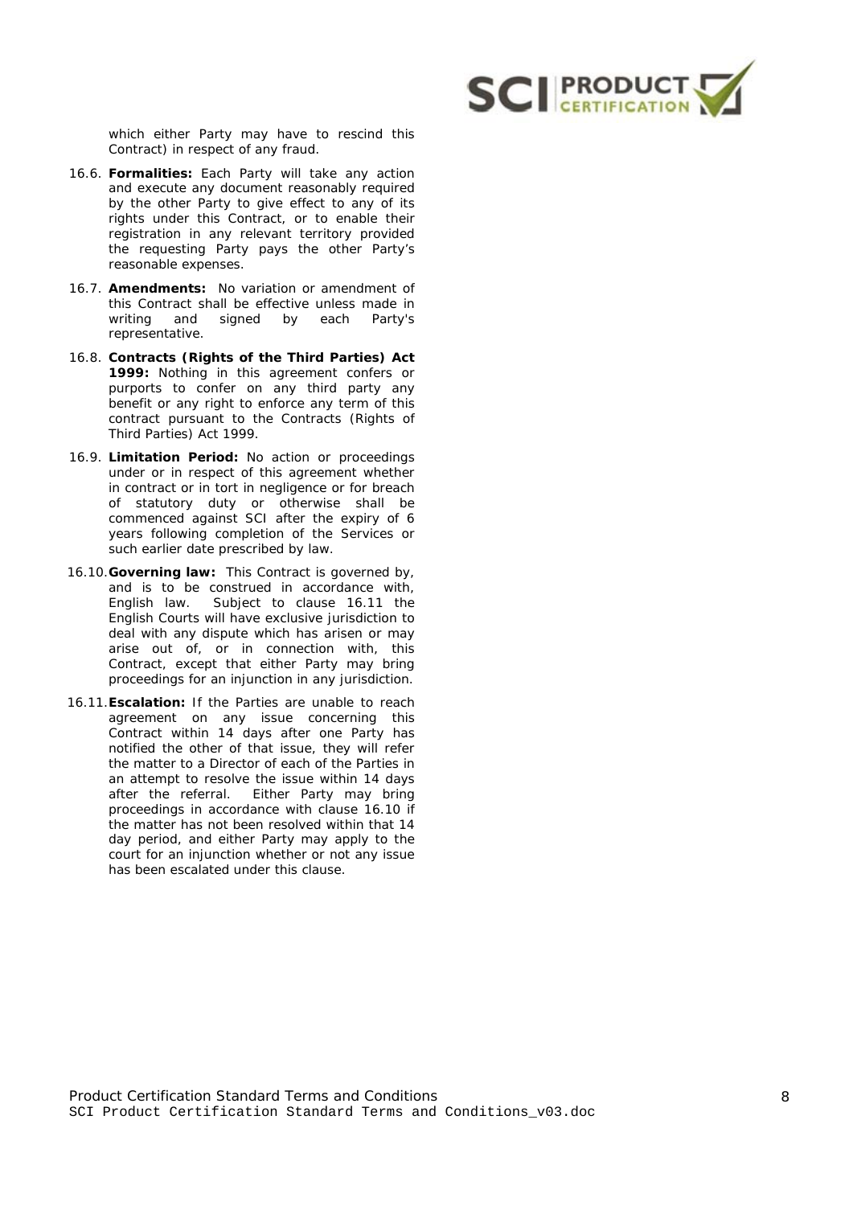which either Party may have to rescind this Contract) in respect of any fraud.

16.6. **Formalities:** Each Party will take any action and execute any document reasonably required by the other Party to give effect to any of its rights under this Contract, or to enable their registration in any relevant territory provided the requesting Party pays the other Party's reasonable expenses.

16.7. **Amendments:** No variation or amendment of this Contract shall be effective unless made in writing and signed by each Party's representative.

16.8. **Contracts (Rights of the Third Parties) Act 1999:** Nothing in this agreement confers or purports to confer on any third party any benefit or any right to enforce any term of this contract pursuant to the Contracts (Rights of Third Parties) Act 1999.

16.9. **Limitation Period:** No action or proceedings under or in respect of this agreement whether in contract or in tort in negligence or for breach of statutory duty or otherwise shall be commenced against SCI after the expiry of 6 years following completion of the Services or such earlier date prescribed by law.

16.10. **Governing law:** This Contract is governed by, and is to be construed in accordance with, English law. Subject to clause 16.11 the English Courts will have exclusive jurisdiction to deal with any dispute which has arisen or may arise out of, or in connection with, this Contract, except that either Party may bring proceedings for an injunction in any jurisdiction.

16.11. **Escalation:** If the Parties are unable to reach agreement on any issue concerning this Contract within 14 days after one Party has notified the other of that issue, they will refer the matter to a Director of each of the Parties in an attempt to resolve the issue within 14 days after the referral. Either Party may bring proceedings in accordance with clause 16.10 if the matter has not been resolved within that 14 day period, and either Party may apply to the court for an injunction whether or not any issue has been escalated under this clause.